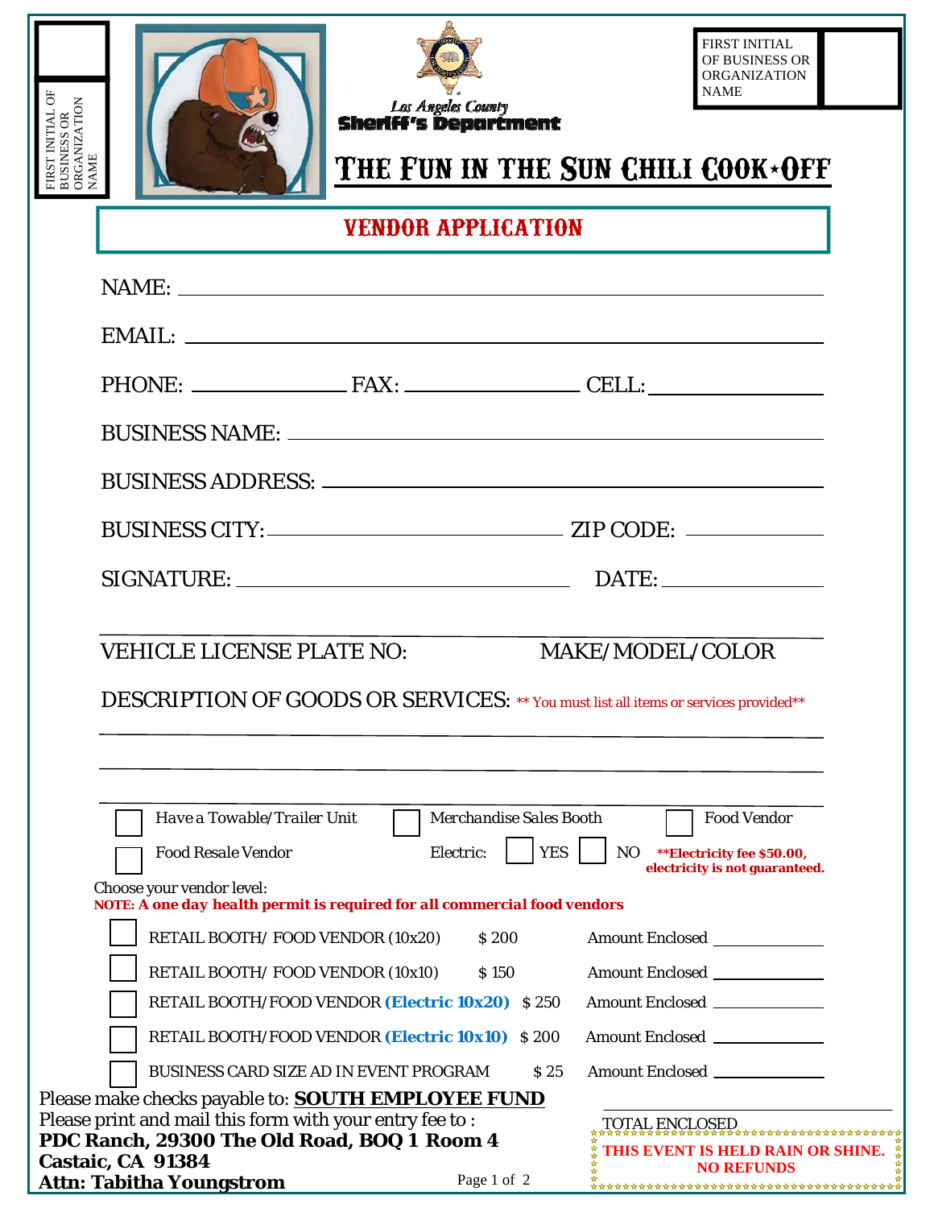FIRST INITIAL OF BUSINESS OR ORGANIZATION NAME

Los Angeles County
Sheriff's Department

FIRST INITIAL OF BUSINESS OR ORGANIZATION NAME

# THE FUN IN THE SUN CHILI COOK★OFF

## VENDOR APPLICATION

NAME: ______________________________________________

EMAIL: ______________________________________________

PHONE: ______________ FAX: ______________ CELL: ______________

BUSINESS NAME: ______________________________________________

BUSINESS ADDRESS: ______________________________________________

BUSINESS CITY: ______________________ ZIP CODE: __________

SIGNATURE: ______________________ DATE: ______________

______________________________________________

VEHICLE LICENSE PLATE NO: MAKE/MODEL/COLOR

DESCRIPTION OF GOODS OR SERVICES: ** You must list all items or services provided**

______________________________________________

______________________________________________

______________________________________________

☐ Have a Towable/Trailer Unit ☐ Merchandise Sales Booth ☐ Food Vendor

☐ Food Resale Vendor Electric: ☐ YES ☐ NO **Electricity fee $50.00, electricity is not guaranteed.**

Choose your vendor level:

**NOTE: A one day health permit is required for all commercial food vendors**

| | Vendor Level | Fee | Amount Enclosed |
|---|---|---|---|
| ☐ | RETAIL BOOTH/ FOOD VENDOR (10x20) | $ 200 | Amount Enclosed ________ |
| ☐ | RETAIL BOOTH/ FOOD VENDOR (10x10) | $ 150 | Amount Enclosed ________ |
| ☐ | RETAIL BOOTH/FOOD VENDOR **(Electric 10x20)** | $ 250 | Amount Enclosed ________ |
| ☐ | RETAIL BOOTH/FOOD VENDOR **(Electric 10x10)** | $ 200 | Amount Enclosed ________ |
| ☐ | BUSINESS CARD SIZE AD IN EVENT PROGRAM | $ 25 | Amount Enclosed ________ |

Please make checks payable to: **SOUTH EMPLOYEE FUND**

Please print and mail this form with your entry fee to :

**PDC Ranch, 29300 The Old Road, BOQ 1 Room 4**
**Castaic, CA 91384**
**Attn: Tabitha Youngstrom**

TOTAL ENCLOSED ______________

**THIS EVENT IS HELD RAIN OR SHINE. NO REFUNDS**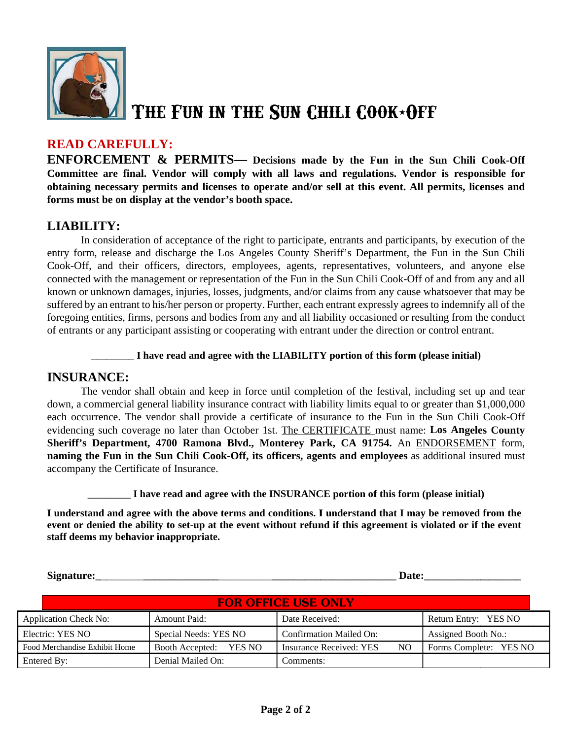# THE FUN IN THE SUN CHILI COOK★OFF

## READ CAREFULLY:

**ENFORCEMENT & PERMITS— Decisions made by the Fun in the Sun Chili Cook-Off Committee are final. Vendor will comply with all laws and regulations. Vendor is responsible for obtaining necessary permits and licenses to operate and/or sell at this event. All permits, licenses and forms must be on display at the vendor's booth space.**

## LIABILITY:

In consideration of acceptance of the right to participate, entrants and participants, by execution of the entry form, release and discharge the Los Angeles County Sheriff's Department, the Fun in the Sun Chili Cook-Off, and their officers, directors, employees, agents, representatives, volunteers, and anyone else connected with the management or representation of the Fun in the Sun Chili Cook-Off of and from any and all known or unknown damages, injuries, losses, judgments, and/or claims from any cause whatsoever that may be suffered by an entrant to his/her person or property. Further, each entrant expressly agrees to indemnify all of the foregoing entities, firms, persons and bodies from any and all liability occasioned or resulting from the conduct of entrants or any participant assisting or cooperating with entrant under the direction or control entrant.

________ **I have read and agree with the LIABILITY portion of this form (please initial)**

## INSURANCE:

The vendor shall obtain and keep in force until completion of the festival, including set up and tear down, a commercial general liability insurance contract with liability limits equal to or greater than $1,000,000 each occurrence. The vendor shall provide a certificate of insurance to the Fun in the Sun Chili Cook-Off evidencing such coverage no later than October 1st. The CERTIFICATE must name: **Los Angeles County Sheriff's Department, 4700 Ramona Blvd., Monterey Park, CA 91754.** An ENDORSEMENT form, **naming the Fun in the Sun Chili Cook-Off, its officers, agents and employees** as additional insured must accompany the Certificate of Insurance.

________ **I have read and agree with the INSURANCE portion of this form (please initial)**

**I understand and agree with the above terms and conditions. I understand that I may be removed from the event or denied the ability to set-up at the event without refund if this agreement is violated or if the event staff deems my behavior inappropriate.**

**Signature:**________________________________________________ **Date:**__________________

**FOR OFFICE USE ONLY**

| Application Check No: | Amount Paid: | Date Received: | Return Entry: YES NO |
|---|---|---|---|
| Electric: YES NO | Special Needs: YES NO | Confirmation Mailed On: | Assigned Booth No.: |
| Food Merchandise Exhibit Home | Booth Accepted: YES NO | Insurance Received: YES NO | Forms Complete: YES NO |
| Entered By: | Denial Mailed On: | Comments: | |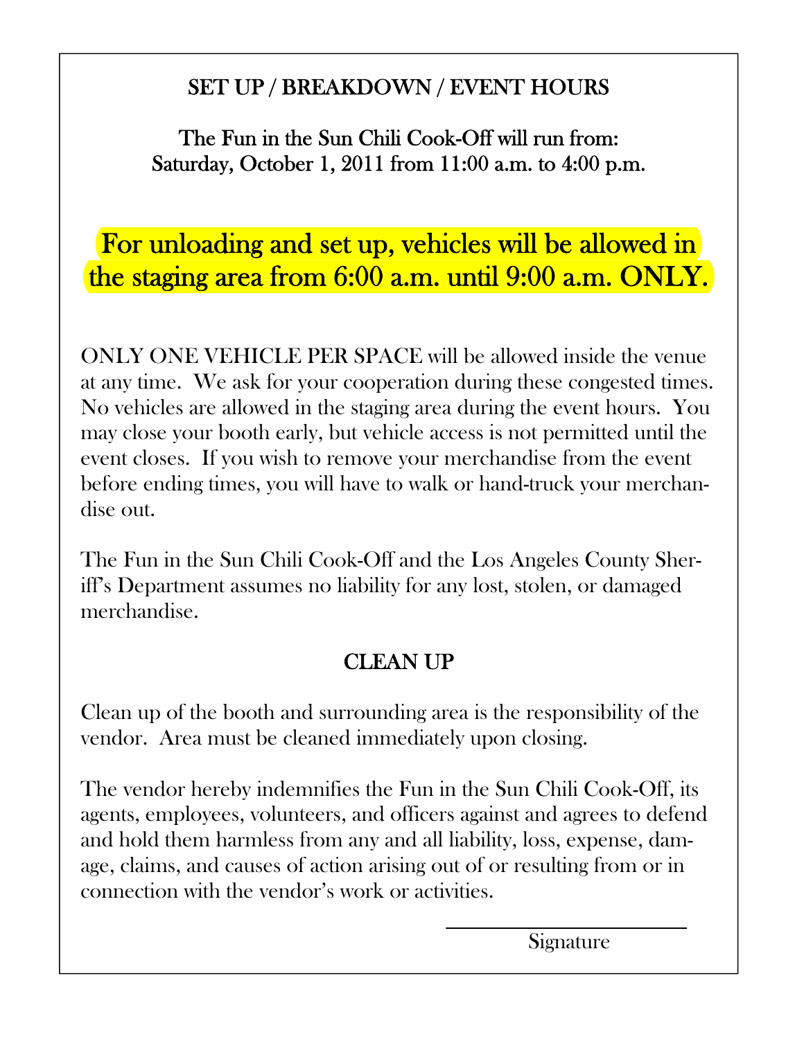## SET UP / BREAKDOWN / EVENT HOURS

The Fun in the Sun Chili Cook-Off will run from:
Saturday, October 1, 2011 from 11:00 a.m. to 4:00 p.m.

**For unloading and set up, vehicles will be allowed in the staging area from 6:00 a.m. until 9:00 a.m. ONLY.**

ONLY ONE VEHICLE PER SPACE will be allowed inside the venue at any time. We ask for your cooperation during these congested times. No vehicles are allowed in the staging area during the event hours. You may close your booth early, but vehicle access is not permitted until the event closes. If you wish to remove your merchandise from the event before ending times, you will have to walk or hand-truck your merchandise out.

The Fun in the Sun Chili Cook-Off and the Los Angeles County Sheriff's Department assumes no liability for any lost, stolen, or damaged merchandise.

## CLEAN UP

Clean up of the booth and surrounding area is the responsibility of the vendor. Area must be cleaned immediately upon closing.

The vendor hereby indemnifies the Fun in the Sun Chili Cook-Off, its agents, employees, volunteers, and officers against and agrees to defend and hold them harmless from any and all liability, loss, expense, damage, claims, and causes of action arising out of or resulting from or in connection with the vendor's work or activities.

\_\_\_\_\_\_\_\_\_\_\_\_\_\_\_\_\_\_\_\_\_\_\_\_\_\_

Signature